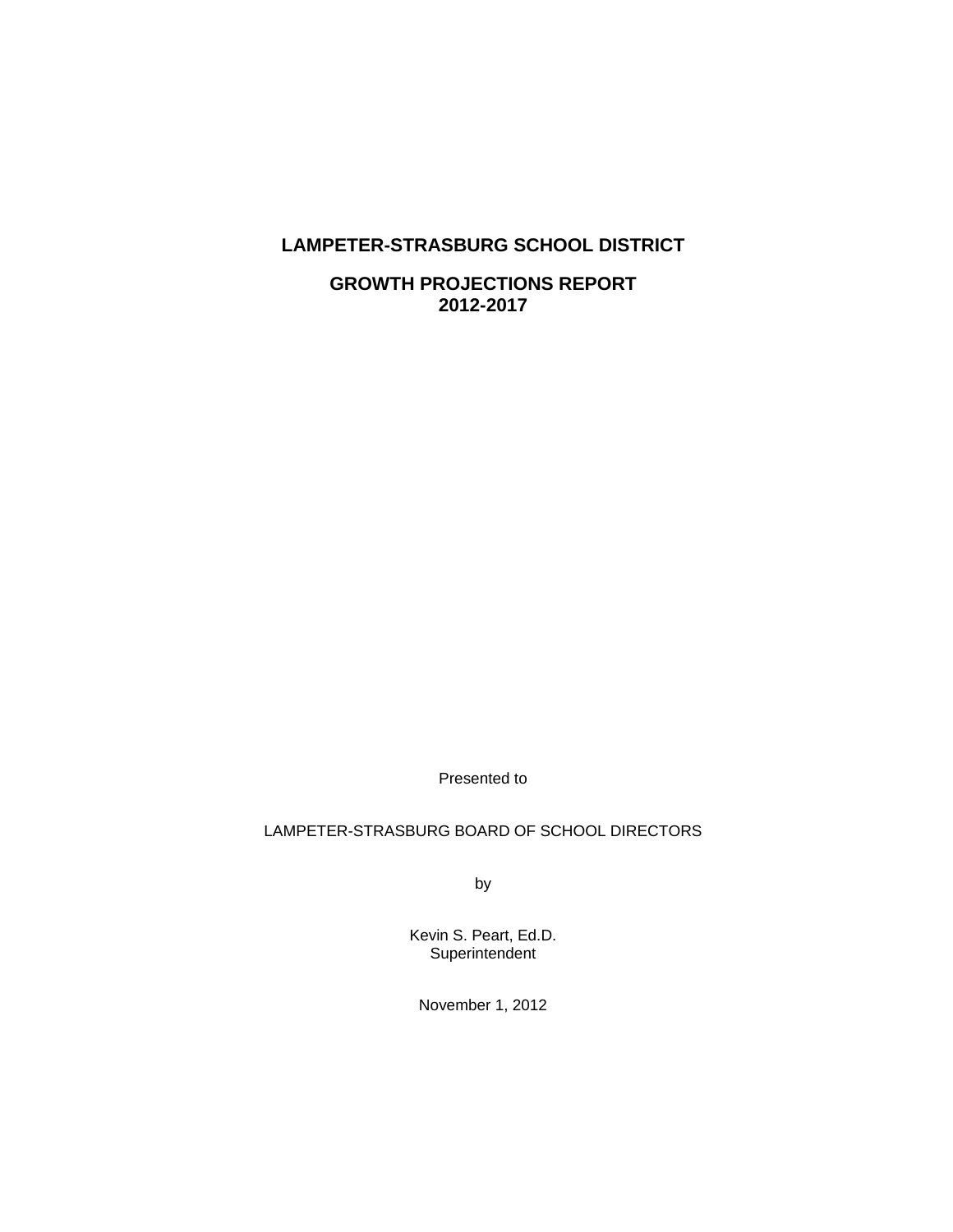# LAMPETER-STRASBURG SCHOOL DISTRICT

## GROWTH PROJECTIONS REPORT
## 2012-2017

Presented to

LAMPETER-STRASBURG BOARD OF SCHOOL DIRECTORS

by

Kevin S. Peart, Ed.D.
Superintendent

November 1, 2012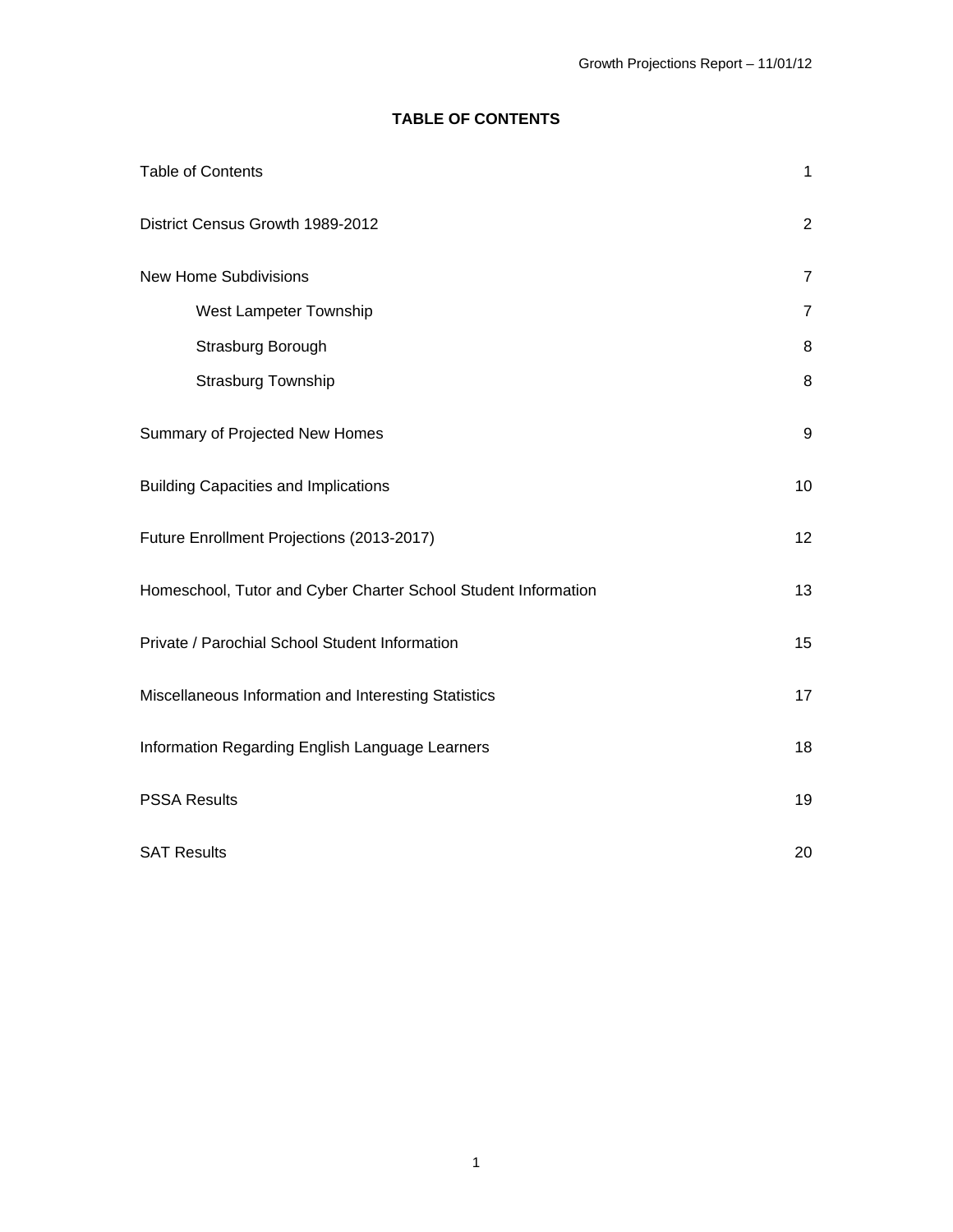# TABLE OF CONTENTS

| | |
|---|---|
| Table of Contents | 1 |
| District Census Growth 1989-2012 | 2 |
| New Home Subdivisions | 7 |
| West Lampeter Township | 7 |
| Strasburg Borough | 8 |
| Strasburg Township | 8 |
| Summary of Projected New Homes | 9 |
| Building Capacities and Implications | 10 |
| Future Enrollment Projections (2013-2017) | 12 |
| Homeschool, Tutor and Cyber Charter School Student Information | 13 |
| Private / Parochial School Student Information | 15 |
| Miscellaneous Information and Interesting Statistics | 17 |
| Information Regarding English Language Learners | 18 |
| PSSA Results | 19 |
| SAT Results | 20 |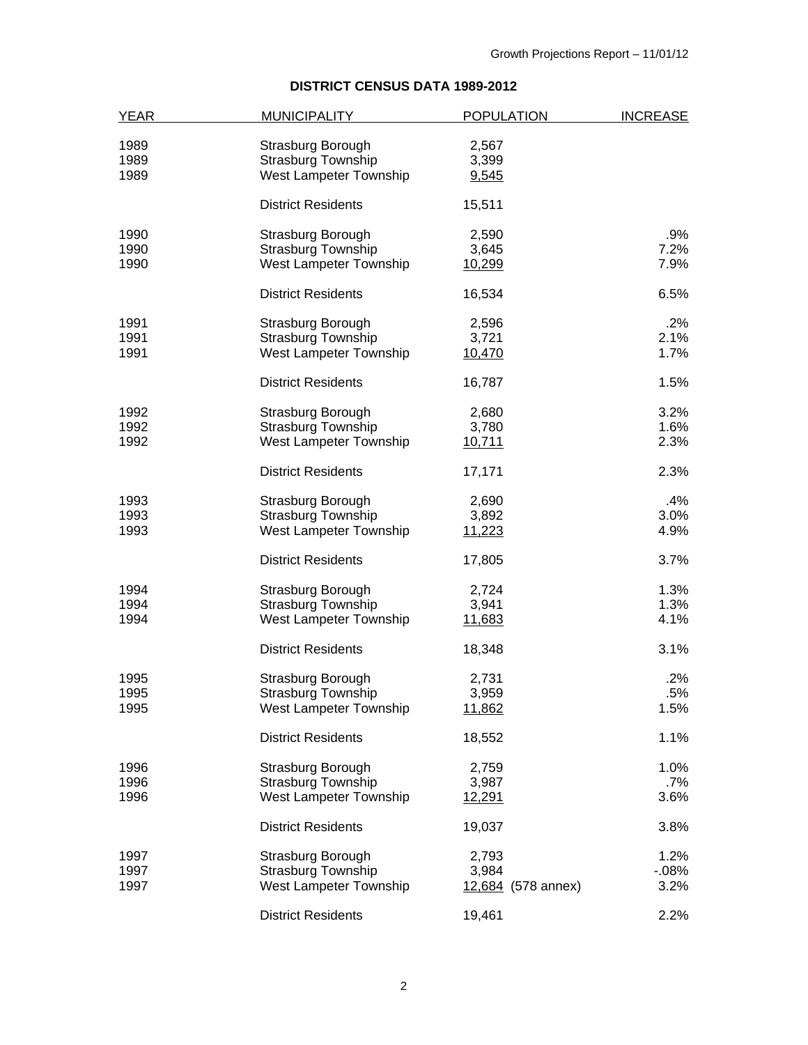## DISTRICT CENSUS DATA 1989-2012

| YEAR | MUNICIPALITY | POPULATION | INCREASE |
|---|---|---|---|
| 1989 | Strasburg Borough | 2,567 | |
| 1989 | Strasburg Township | 3,399 | |
| 1989 | West Lampeter Township | 9,545 | |
| | District Residents | 15,511 | |
| 1990 | Strasburg Borough | 2,590 | .9% |
| 1990 | Strasburg Township | 3,645 | 7.2% |
| 1990 | West Lampeter Township | 10,299 | 7.9% |
| | District Residents | 16,534 | 6.5% |
| 1991 | Strasburg Borough | 2,596 | .2% |
| 1991 | Strasburg Township | 3,721 | 2.1% |
| 1991 | West Lampeter Township | 10,470 | 1.7% |
| | District Residents | 16,787 | 1.5% |
| 1992 | Strasburg Borough | 2,680 | 3.2% |
| 1992 | Strasburg Township | 3,780 | 1.6% |
| 1992 | West Lampeter Township | 10,711 | 2.3% |
| | District Residents | 17,171 | 2.3% |
| 1993 | Strasburg Borough | 2,690 | .4% |
| 1993 | Strasburg Township | 3,892 | 3.0% |
| 1993 | West Lampeter Township | 11,223 | 4.9% |
| | District Residents | 17,805 | 3.7% |
| 1994 | Strasburg Borough | 2,724 | 1.3% |
| 1994 | Strasburg Township | 3,941 | 1.3% |
| 1994 | West Lampeter Township | 11,683 | 4.1% |
| | District Residents | 18,348 | 3.1% |
| 1995 | Strasburg Borough | 2,731 | .2% |
| 1995 | Strasburg Township | 3,959 | .5% |
| 1995 | West Lampeter Township | 11,862 | 1.5% |
| | District Residents | 18,552 | 1.1% |
| 1996 | Strasburg Borough | 2,759 | 1.0% |
| 1996 | Strasburg Township | 3,987 | .7% |
| 1996 | West Lampeter Township | 12,291 | 3.6% |
| | District Residents | 19,037 | 3.8% |
| 1997 | Strasburg Borough | 2,793 | 1.2% |
| 1997 | Strasburg Township | 3,984 | -.08% |
| 1997 | West Lampeter Township | 12,684 (578 annex) | 3.2% |
| | District Residents | 19,461 | 2.2% |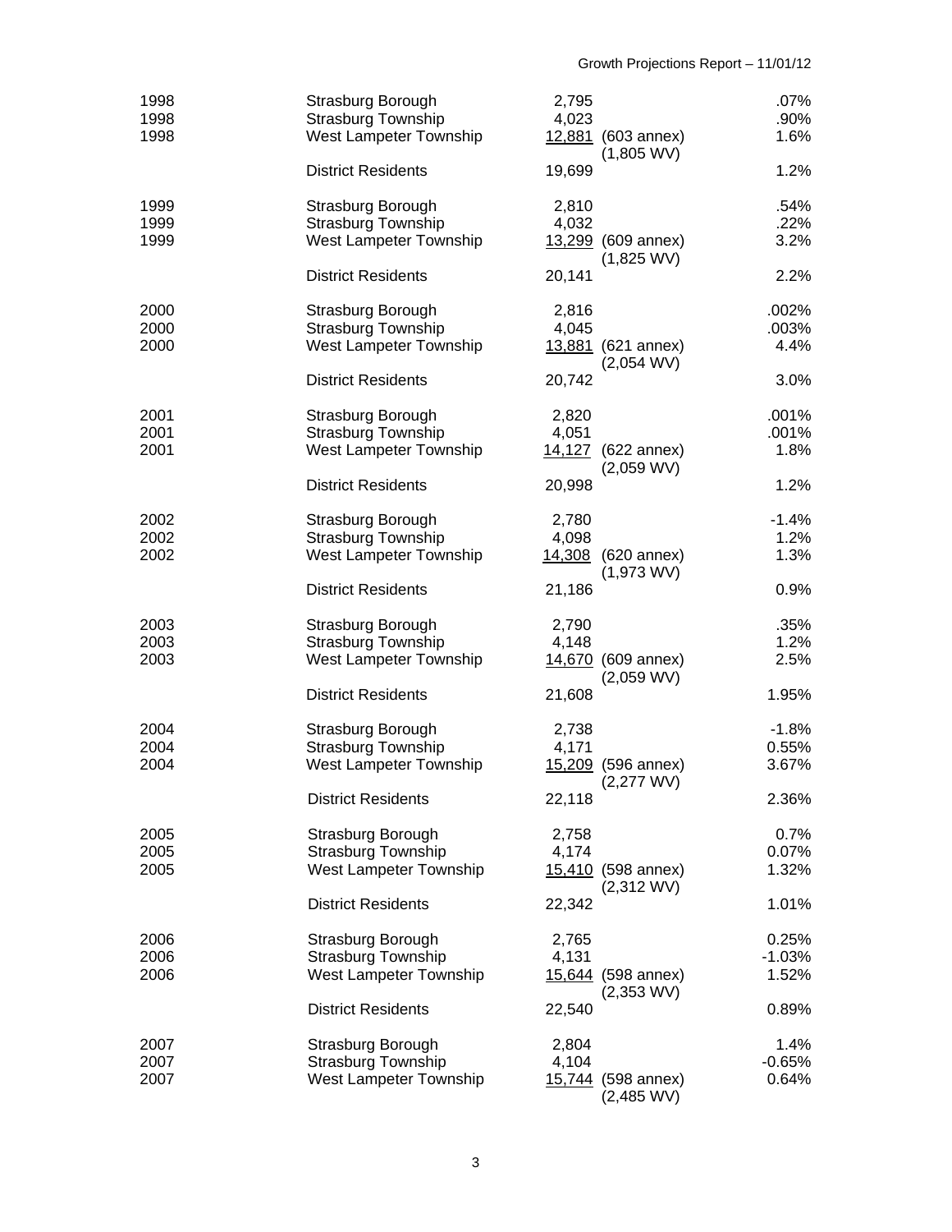| | | | | |
|---|---|---|---|---|
| 1998 | Strasburg Borough | 2,795 | | .07% |
| 1998 | Strasburg Township | 4,023 | | .90% |
| 1998 | West Lampeter Township | 12,881 | (603 annex) (1,805 WV) | 1.6% |
| | District Residents | 19,699 | | 1.2% |
| 1999 | Strasburg Borough | 2,810 | | .54% |
| 1999 | Strasburg Township | 4,032 | | .22% |
| 1999 | West Lampeter Township | 13,299 | (609 annex) (1,825 WV) | 3.2% |
| | District Residents | 20,141 | | 2.2% |
| 2000 | Strasburg Borough | 2,816 | | .002% |
| 2000 | Strasburg Township | 4,045 | | .003% |
| 2000 | West Lampeter Township | 13,881 | (621 annex) (2,054 WV) | 4.4% |
| | District Residents | 20,742 | | 3.0% |
| 2001 | Strasburg Borough | 2,820 | | .001% |
| 2001 | Strasburg Township | 4,051 | | .001% |
| 2001 | West Lampeter Township | 14,127 | (622 annex) (2,059 WV) | 1.8% |
| | District Residents | 20,998 | | 1.2% |
| 2002 | Strasburg Borough | 2,780 | | -1.4% |
| 2002 | Strasburg Township | 4,098 | | 1.2% |
| 2002 | West Lampeter Township | 14,308 | (620 annex) (1,973 WV) | 1.3% |
| | District Residents | 21,186 | | 0.9% |
| 2003 | Strasburg Borough | 2,790 | | .35% |
| 2003 | Strasburg Township | 4,148 | | 1.2% |
| 2003 | West Lampeter Township | 14,670 | (609 annex) (2,059 WV) | 2.5% |
| | District Residents | 21,608 | | 1.95% |
| 2004 | Strasburg Borough | 2,738 | | -1.8% |
| 2004 | Strasburg Township | 4,171 | | 0.55% |
| 2004 | West Lampeter Township | 15,209 | (596 annex) (2,277 WV) | 3.67% |
| | District Residents | 22,118 | | 2.36% |
| 2005 | Strasburg Borough | 2,758 | | 0.7% |
| 2005 | Strasburg Township | 4,174 | | 0.07% |
| 2005 | West Lampeter Township | 15,410 | (598 annex) (2,312 WV) | 1.32% |
| | District Residents | 22,342 | | 1.01% |
| 2006 | Strasburg Borough | 2,765 | | 0.25% |
| 2006 | Strasburg Township | 4,131 | | -1.03% |
| 2006 | West Lampeter Township | 15,644 | (598 annex) (2,353 WV) | 1.52% |
| | District Residents | 22,540 | | 0.89% |
| 2007 | Strasburg Borough | 2,804 | | 1.4% |
| 2007 | Strasburg Township | 4,104 | | -0.65% |
| 2007 | West Lampeter Township | 15,744 | (598 annex) (2,485 WV) | 0.64% |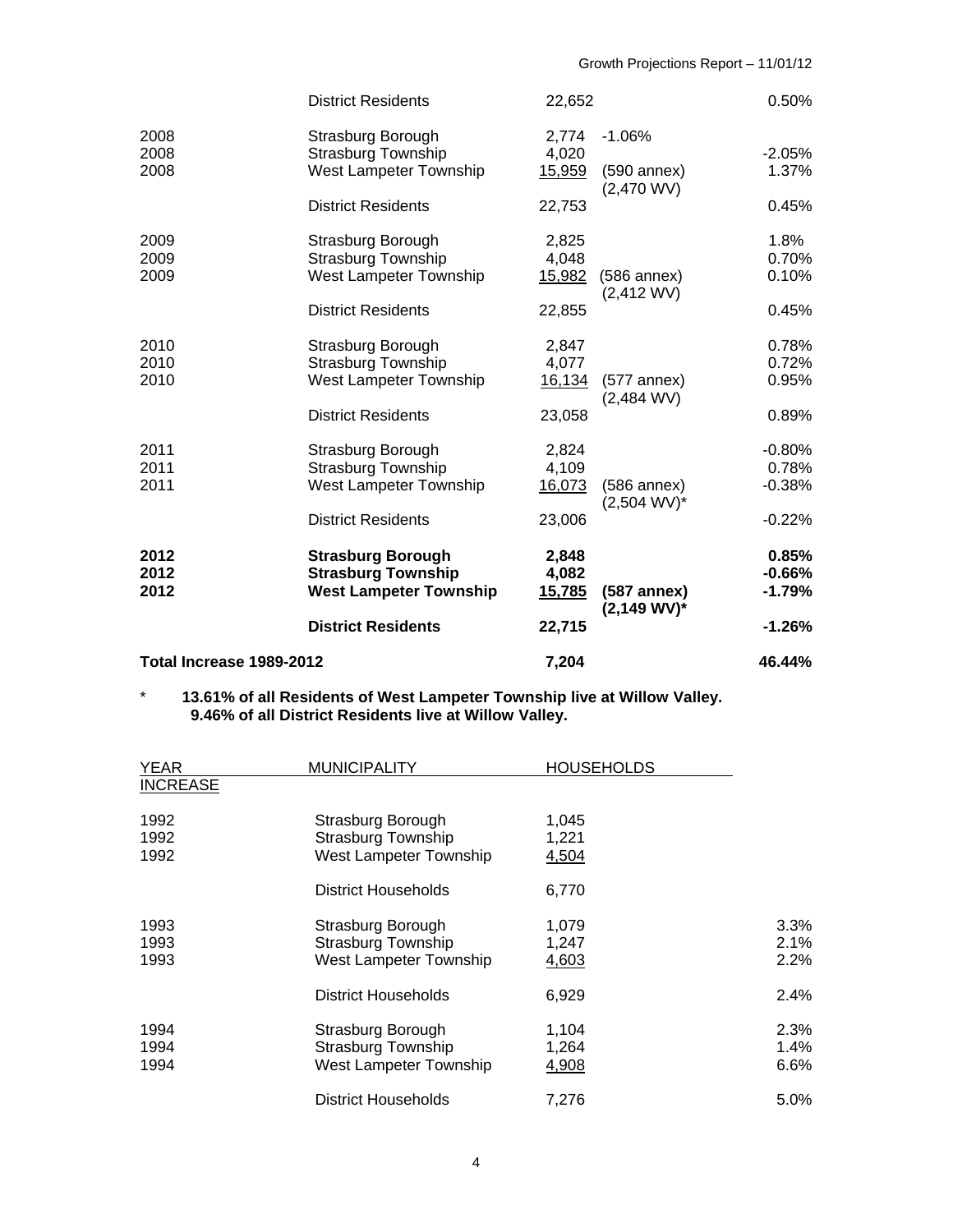| | | | | |
|---|---|---|---|---|
| | District Residents | 22,652 | | 0.50% |
| 2008 | Strasburg Borough | 2,774 | -1.06% | |
| 2008 | Strasburg Township | 4,020 | | -2.05% |
| 2008 | West Lampeter Township | 15,959 | (590 annex) (2,470 WV) | 1.37% |
| | District Residents | 22,753 | | 0.45% |
| 2009 | Strasburg Borough | 2,825 | | 1.8% |
| 2009 | Strasburg Township | 4,048 | | 0.70% |
| 2009 | West Lampeter Township | 15,982 | (586 annex) (2,412 WV) | 0.10% |
| | District Residents | 22,855 | | 0.45% |
| 2010 | Strasburg Borough | 2,847 | | 0.78% |
| 2010 | Strasburg Township | 4,077 | | 0.72% |
| 2010 | West Lampeter Township | 16,134 | (577 annex) (2,484 WV) | 0.95% |
| | District Residents | 23,058 | | 0.89% |
| 2011 | Strasburg Borough | 2,824 | | -0.80% |
| 2011 | Strasburg Township | 4,109 | | 0.78% |
| 2011 | West Lampeter Township | 16,073 | (586 annex) (2,504 WV)* | -0.38% |
| | District Residents | 23,006 | | -0.22% |
| **2012** | **Strasburg Borough** | **2,848** | | **0.85%** |
| **2012** | **Strasburg Township** | **4,082** | | **-0.66%** |
| **2012** | **West Lampeter Township** | **15,785** | **(587 annex) (2,149 WV)*** | **-1.79%** |
| | **District Residents** | **22,715** | | **-1.26%** |
| **Total Increase 1989-2012** | | **7,204** | | **46.44%** |

\* **13.61% of all Residents of West Lampeter Township live at Willow Valley.**
**9.46% of all District Residents live at Willow Valley.**

| YEAR | MUNICIPALITY | HOUSEHOLDS | INCREASE |
|---|---|---|---|
| 1992 | Strasburg Borough | 1,045 | |
| 1992 | Strasburg Township | 1,221 | |
| 1992 | West Lampeter Township | 4,504 | |
| | District Households | 6,770 | |
| 1993 | Strasburg Borough | 1,079 | 3.3% |
| 1993 | Strasburg Township | 1,247 | 2.1% |
| 1993 | West Lampeter Township | 4,603 | 2.2% |
| | District Households | 6,929 | 2.4% |
| 1994 | Strasburg Borough | 1,104 | 2.3% |
| 1994 | Strasburg Township | 1,264 | 1.4% |
| 1994 | West Lampeter Township | 4,908 | 6.6% |
| | District Households | 7,276 | 5.0% |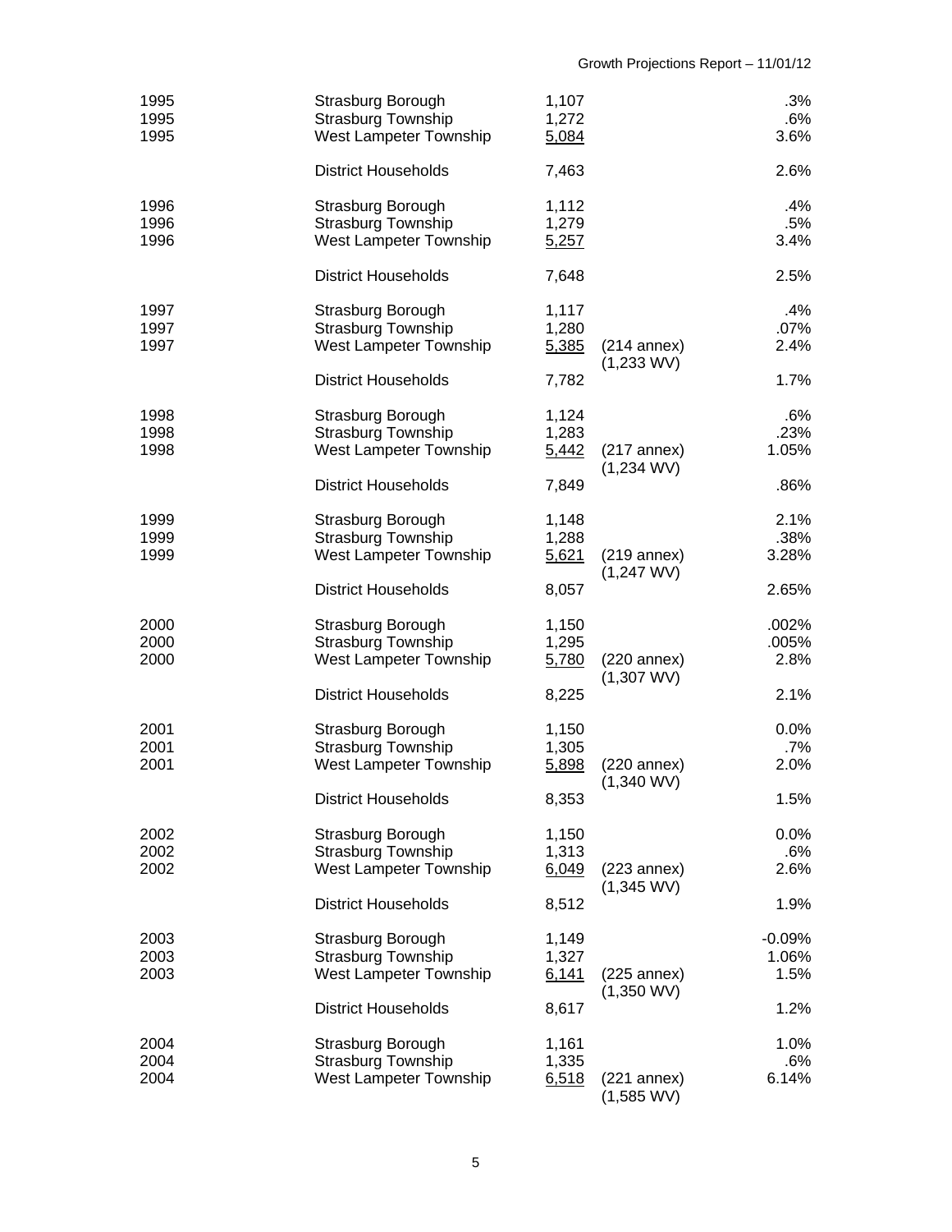| Year | Municipality | Households | Notes | Change |
|---|---|---|---|---|
| 1995 | Strasburg Borough | 1,107 | | .3% |
| 1995 | Strasburg Township | 1,272 | | .6% |
| 1995 | West Lampeter Township | 5,084 | | 3.6% |
| | District Households | 7,463 | | 2.6% |
| 1996 | Strasburg Borough | 1,112 | | .4% |
| 1996 | Strasburg Township | 1,279 | | .5% |
| 1996 | West Lampeter Township | 5,257 | | 3.4% |
| | District Households | 7,648 | | 2.5% |
| 1997 | Strasburg Borough | 1,117 | | .4% |
| 1997 | Strasburg Township | 1,280 | | .07% |
| 1997 | West Lampeter Township | 5,385 | (214 annex) (1,233 WV) | 2.4% |
| | District Households | 7,782 | | 1.7% |
| 1998 | Strasburg Borough | 1,124 | | .6% |
| 1998 | Strasburg Township | 1,283 | | .23% |
| 1998 | West Lampeter Township | 5,442 | (217 annex) (1,234 WV) | 1.05% |
| | District Households | 7,849 | | .86% |
| 1999 | Strasburg Borough | 1,148 | | 2.1% |
| 1999 | Strasburg Township | 1,288 | | .38% |
| 1999 | West Lampeter Township | 5,621 | (219 annex) (1,247 WV) | 3.28% |
| | District Households | 8,057 | | 2.65% |
| 2000 | Strasburg Borough | 1,150 | | .002% |
| 2000 | Strasburg Township | 1,295 | | .005% |
| 2000 | West Lampeter Township | 5,780 | (220 annex) (1,307 WV) | 2.8% |
| | District Households | 8,225 | | 2.1% |
| 2001 | Strasburg Borough | 1,150 | | 0.0% |
| 2001 | Strasburg Township | 1,305 | | .7% |
| 2001 | West Lampeter Township | 5,898 | (220 annex) (1,340 WV) | 2.0% |
| | District Households | 8,353 | | 1.5% |
| 2002 | Strasburg Borough | 1,150 | | 0.0% |
| 2002 | Strasburg Township | 1,313 | | .6% |
| 2002 | West Lampeter Township | 6,049 | (223 annex) (1,345 WV) | 2.6% |
| | District Households | 8,512 | | 1.9% |
| 2003 | Strasburg Borough | 1,149 | | -0.09% |
| 2003 | Strasburg Township | 1,327 | | 1.06% |
| 2003 | West Lampeter Township | 6,141 | (225 annex) (1,350 WV) | 1.5% |
| | District Households | 8,617 | | 1.2% |
| 2004 | Strasburg Borough | 1,161 | | 1.0% |
| 2004 | Strasburg Township | 1,335 | | .6% |
| 2004 | West Lampeter Township | 6,518 | (221 annex) (1,585 WV) | 6.14% |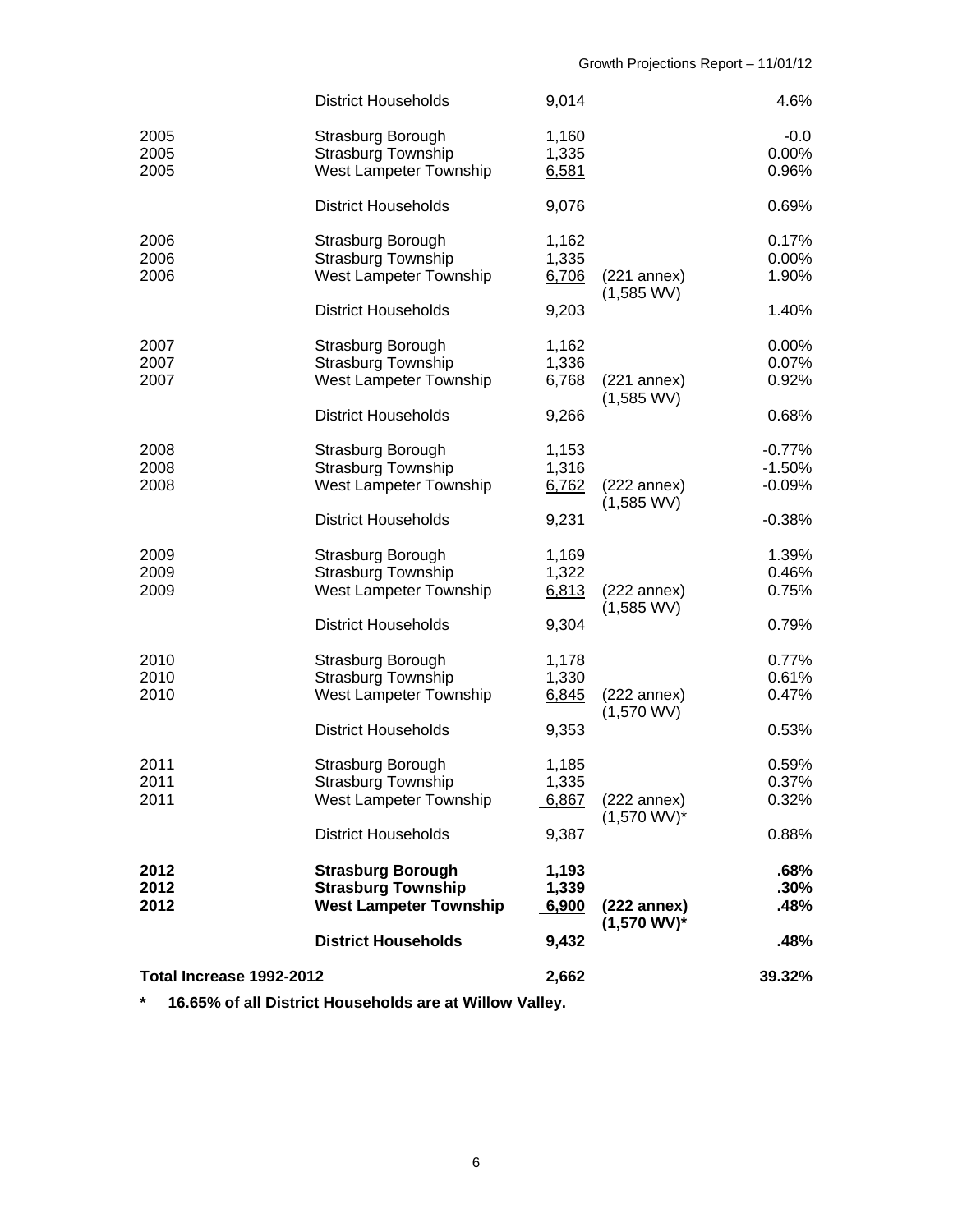| Year | Municipality | Households | Notes | % Change |
|---|---|---|---|---|
| | District Households | 9,014 | | 4.6% |
| 2005 | Strasburg Borough | 1,160 | | -0.0 |
| 2005 | Strasburg Township | 1,335 | | 0.00% |
| 2005 | West Lampeter Township | 6,581 | | 0.96% |
| | District Households | 9,076 | | 0.69% |
| 2006 | Strasburg Borough | 1,162 | | 0.17% |
| 2006 | Strasburg Township | 1,335 | | 0.00% |
| 2006 | West Lampeter Township | 6,706 | (221 annex) (1,585 WV) | 1.90% |
| | District Households | 9,203 | | 1.40% |
| 2007 | Strasburg Borough | 1,162 | | 0.00% |
| 2007 | Strasburg Township | 1,336 | | 0.07% |
| 2007 | West Lampeter Township | 6,768 | (221 annex) (1,585 WV) | 0.92% |
| | District Households | 9,266 | | 0.68% |
| 2008 | Strasburg Borough | 1,153 | | -0.77% |
| 2008 | Strasburg Township | 1,316 | | -1.50% |
| 2008 | West Lampeter Township | 6,762 | (222 annex) (1,585 WV) | -0.09% |
| | District Households | 9,231 | | -0.38% |
| 2009 | Strasburg Borough | 1,169 | | 1.39% |
| 2009 | Strasburg Township | 1,322 | | 0.46% |
| 2009 | West Lampeter Township | 6,813 | (222 annex) (1,585 WV) | 0.75% |
| | District Households | 9,304 | | 0.79% |
| 2010 | Strasburg Borough | 1,178 | | 0.77% |
| 2010 | Strasburg Township | 1,330 | | 0.61% |
| 2010 | West Lampeter Township | 6,845 | (222 annex) (1,570 WV) | 0.47% |
| | District Households | 9,353 | | 0.53% |
| 2011 | Strasburg Borough | 1,185 | | 0.59% |
| 2011 | Strasburg Township | 1,335 | | 0.37% |
| 2011 | West Lampeter Township | 6,867 | (222 annex) (1,570 WV)* | 0.32% |
| | District Households | 9,387 | | 0.88% |
| **2012** | **Strasburg Borough** | **1,193** | | **.68%** |
| **2012** | **Strasburg Township** | **1,339** | | **.30%** |
| **2012** | **West Lampeter Township** | **6,900** | **(222 annex) (1,570 WV)*** | **.48%** |
| | **District Households** | **9,432** | | **.48%** |
| **Total Increase 1992-2012** | | **2,662** | | **39.32%** |

**\*   16.65% of all District Households are at Willow Valley.**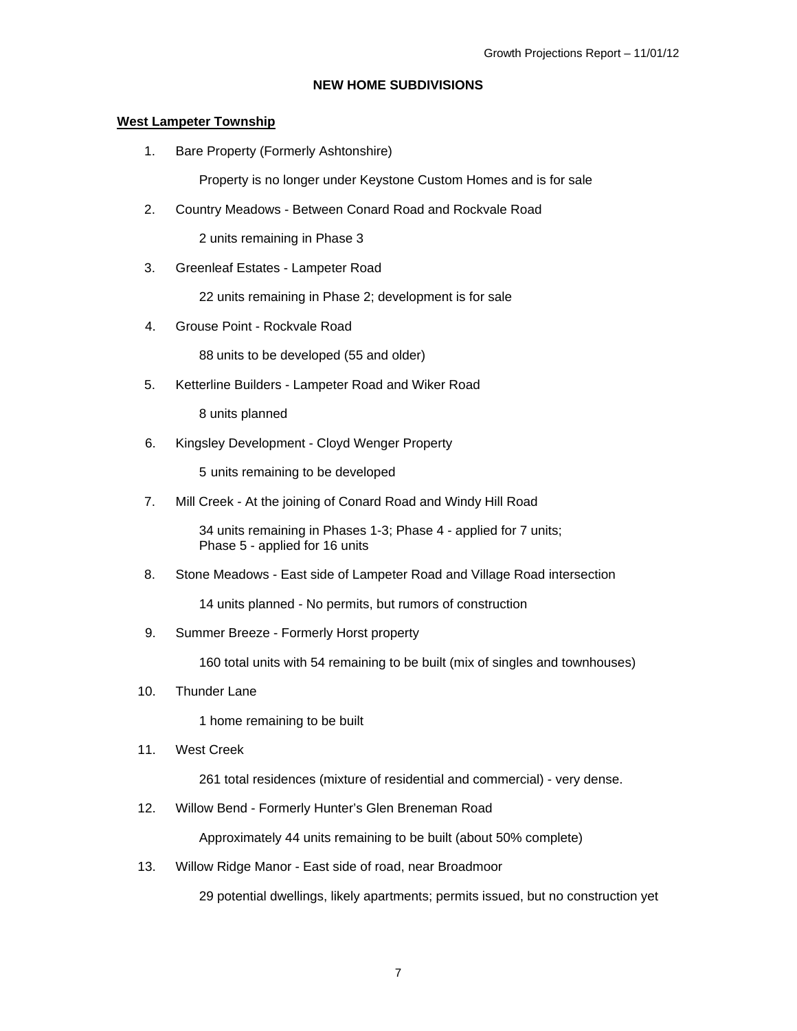## NEW HOME SUBDIVISIONS

**West Lampeter Township**

1. Bare Property (Formerly Ashtonshire)

   Property is no longer under Keystone Custom Homes and is for sale

2. Country Meadows - Between Conard Road and Rockvale Road

   2 units remaining in Phase 3

3. Greenleaf Estates - Lampeter Road

   22 units remaining in Phase 2; development is for sale

4. Grouse Point - Rockvale Road

   88 units to be developed (55 and older)

5. Ketterline Builders - Lampeter Road and Wiker Road

   8 units planned

6. Kingsley Development - Cloyd Wenger Property

   5 units remaining to be developed

7. Mill Creek - At the joining of Conard Road and Windy Hill Road

   34 units remaining in Phases 1-3; Phase 4 - applied for 7 units;
   Phase 5 - applied for 16 units

8. Stone Meadows - East side of Lampeter Road and Village Road intersection

   14 units planned - No permits, but rumors of construction

9. Summer Breeze - Formerly Horst property

   160 total units with 54 remaining to be built (mix of singles and townhouses)

10. Thunder Lane

    1 home remaining to be built

11. West Creek

    261 total residences (mixture of residential and commercial) - very dense.

12. Willow Bend - Formerly Hunter's Glen Breneman Road

    Approximately 44 units remaining to be built (about 50% complete)

13. Willow Ridge Manor - East side of road, near Broadmoor

    29 potential dwellings, likely apartments; permits issued, but no construction yet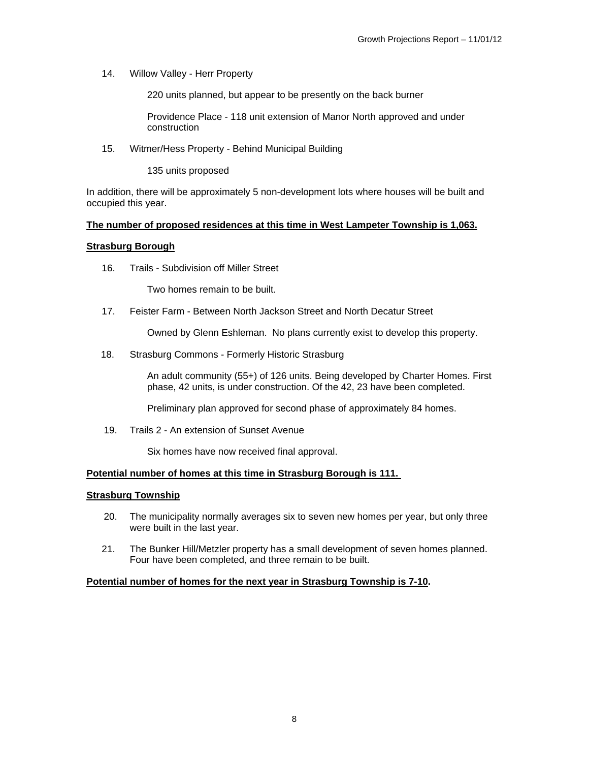14. Willow Valley - Herr Property

    220 units planned, but appear to be presently on the back burner

    Providence Place - 118 unit extension of Manor North approved and under construction

15. Witmer/Hess Property - Behind Municipal Building

    135 units proposed

In addition, there will be approximately 5 non-development lots where houses will be built and occupied this year.

**The number of proposed residences at this time in West Lampeter Township is 1,063.**

**Strasburg Borough**

16. Trails - Subdivision off Miller Street

    Two homes remain to be built.

17. Feister Farm - Between North Jackson Street and North Decatur Street

    Owned by Glenn Eshleman. No plans currently exist to develop this property.

18. Strasburg Commons - Formerly Historic Strasburg

    An adult community (55+) of 126 units. Being developed by Charter Homes. First phase, 42 units, is under construction. Of the 42, 23 have been completed.

    Preliminary plan approved for second phase of approximately 84 homes.

19. Trails 2 - An extension of Sunset Avenue

    Six homes have now received final approval.

**Potential number of homes at this time in Strasburg Borough is 111.**

**Strasburg Township**

20. The municipality normally averages six to seven new homes per year, but only three were built in the last year.

21. The Bunker Hill/Metzler property has a small development of seven homes planned. Four have been completed, and three remain to be built.

**Potential number of homes for the next year in Strasburg Township is 7-10.**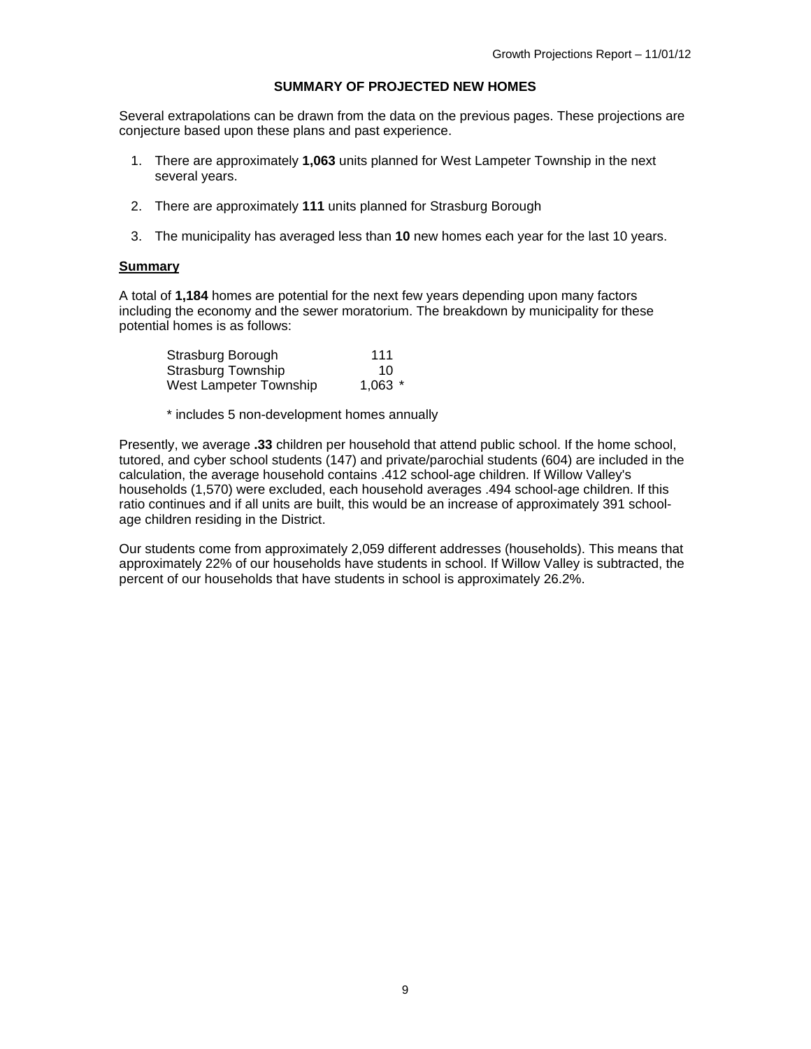## SUMMARY OF PROJECTED NEW HOMES

Several extrapolations can be drawn from the data on the previous pages. These projections are conjecture based upon these plans and past experience.

1. There are approximately **1,063** units planned for West Lampeter Township in the next several years.

2. There are approximately **111** units planned for Strasburg Borough

3. The municipality has averaged less than **10** new homes each year for the last 10 years.

### Summary

A total of **1,184** homes are potential for the next few years depending upon many factors including the economy and the sewer moratorium. The breakdown by municipality for these potential homes is as follows:

| | |
|---|---|
| Strasburg Borough | 111 |
| Strasburg Township | 10 |
| West Lampeter Township | 1,063 * |

\* includes 5 non-development homes annually

Presently, we average **.33** children per household that attend public school. If the home school, tutored, and cyber school students (147) and private/parochial students (604) are included in the calculation, the average household contains .412 school-age children. If Willow Valley's households (1,570) were excluded, each household averages .494 school-age children. If this ratio continues and if all units are built, this would be an increase of approximately 391 school-age children residing in the District.

Our students come from approximately 2,059 different addresses (households). This means that approximately 22% of our households have students in school. If Willow Valley is subtracted, the percent of our households that have students in school is approximately 26.2%.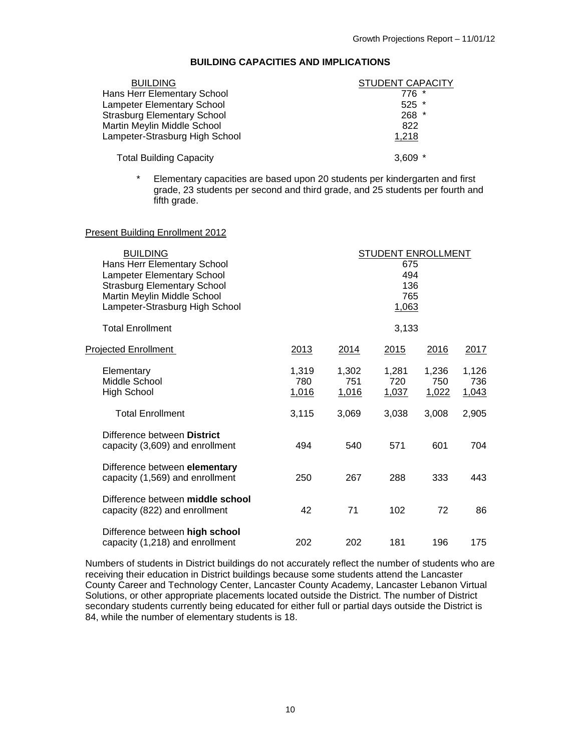## BUILDING CAPACITIES AND IMPLICATIONS

| BUILDING | STUDENT CAPACITY |
|---|---|
| Hans Herr Elementary School | 776 * |
| Lampeter Elementary School | 525 * |
| Strasburg Elementary School | 268 * |
| Martin Meylin Middle School | 822 |
| Lampeter-Strasburg High School | 1,218 |
| Total Building Capacity | 3,609 * |

\* Elementary capacities are based upon 20 students per kindergarten and first grade, 23 students per second and third grade, and 25 students per fourth and fifth grade.

Present Building Enrollment 2012

| BUILDING | STUDENT ENROLLMENT |
|---|---|
| Hans Herr Elementary School | 675 |
| Lampeter Elementary School | 494 |
| Strasburg Elementary School | 136 |
| Martin Meylin Middle School | 765 |
| Lampeter-Strasburg High School | 1,063 |
| Total Enrollment | 3,133 |

| Projected Enrollment | 2013 | 2014 | 2015 | 2016 | 2017 |
|---|---|---|---|---|---|
| Elementary | 1,319 | 1,302 | 1,281 | 1,236 | 1,126 |
| Middle School | 780 | 751 | 720 | 750 | 736 |
| High School | 1,016 | 1,016 | 1,037 | 1,022 | 1,043 |
| Total Enrollment | 3,115 | 3,069 | 3,038 | 3,008 | 2,905 |
| Difference between **District** capacity (3,609) and enrollment | 494 | 540 | 571 | 601 | 704 |
| Difference between **elementary** capacity (1,569) and enrollment | 250 | 267 | 288 | 333 | 443 |
| Difference between **middle school** capacity (822) and enrollment | 42 | 71 | 102 | 72 | 86 |
| Difference between **high school** capacity (1,218) and enrollment | 202 | 202 | 181 | 196 | 175 |

Numbers of students in District buildings do not accurately reflect the number of students who are receiving their education in District buildings because some students attend the Lancaster County Career and Technology Center, Lancaster County Academy, Lancaster Lebanon Virtual Solutions, or other appropriate placements located outside the District. The number of District secondary students currently being educated for either full or partial days outside the District is 84, while the number of elementary students is 18.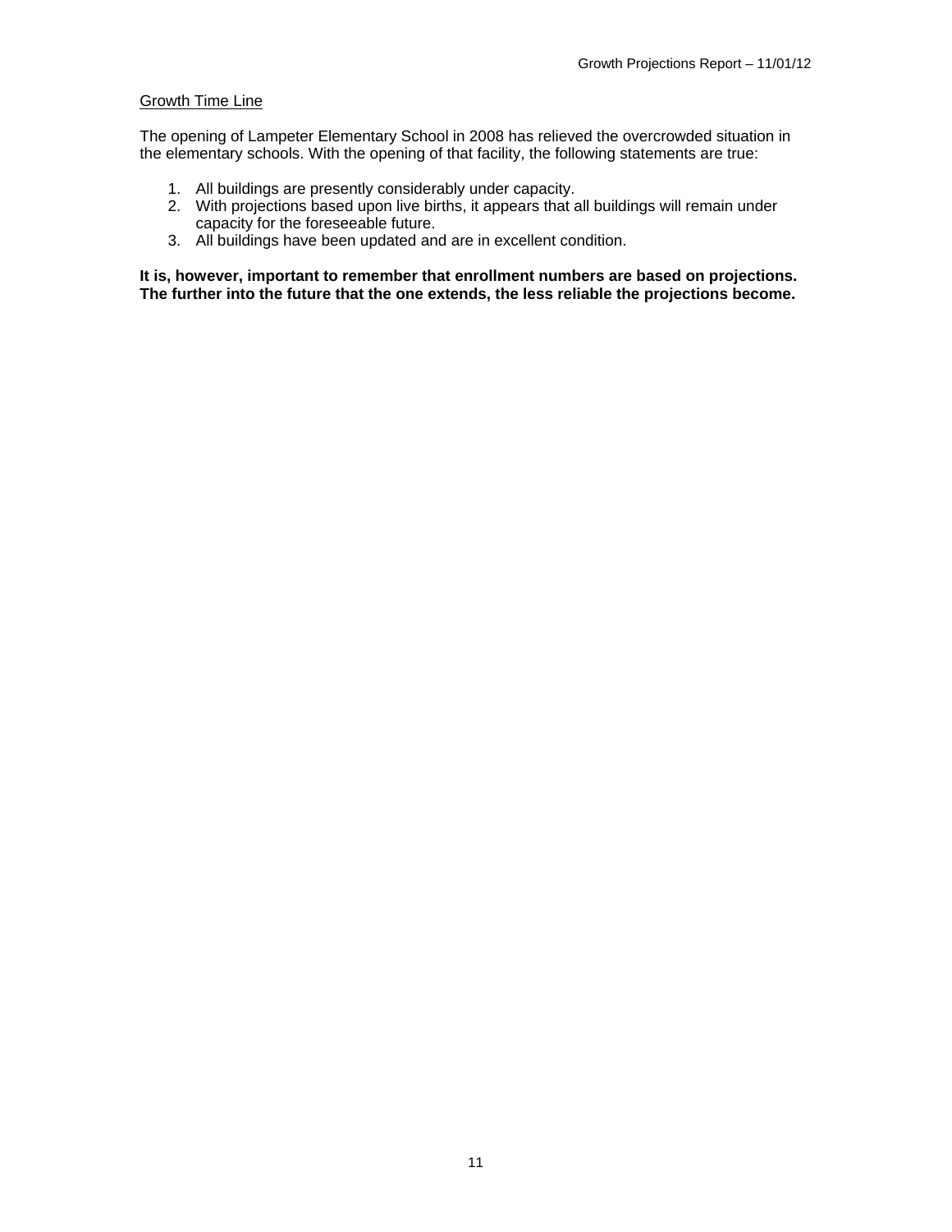## Growth Time Line

The opening of Lampeter Elementary School in 2008 has relieved the overcrowded situation in the elementary schools. With the opening of that facility, the following statements are true:

1. All buildings are presently considerably under capacity.
2. With projections based upon live births, it appears that all buildings will remain under capacity for the foreseeable future.
3. All buildings have been updated and are in excellent condition.

**It is, however, important to remember that enrollment numbers are based on projections. The further into the future that the one extends, the less reliable the projections become.**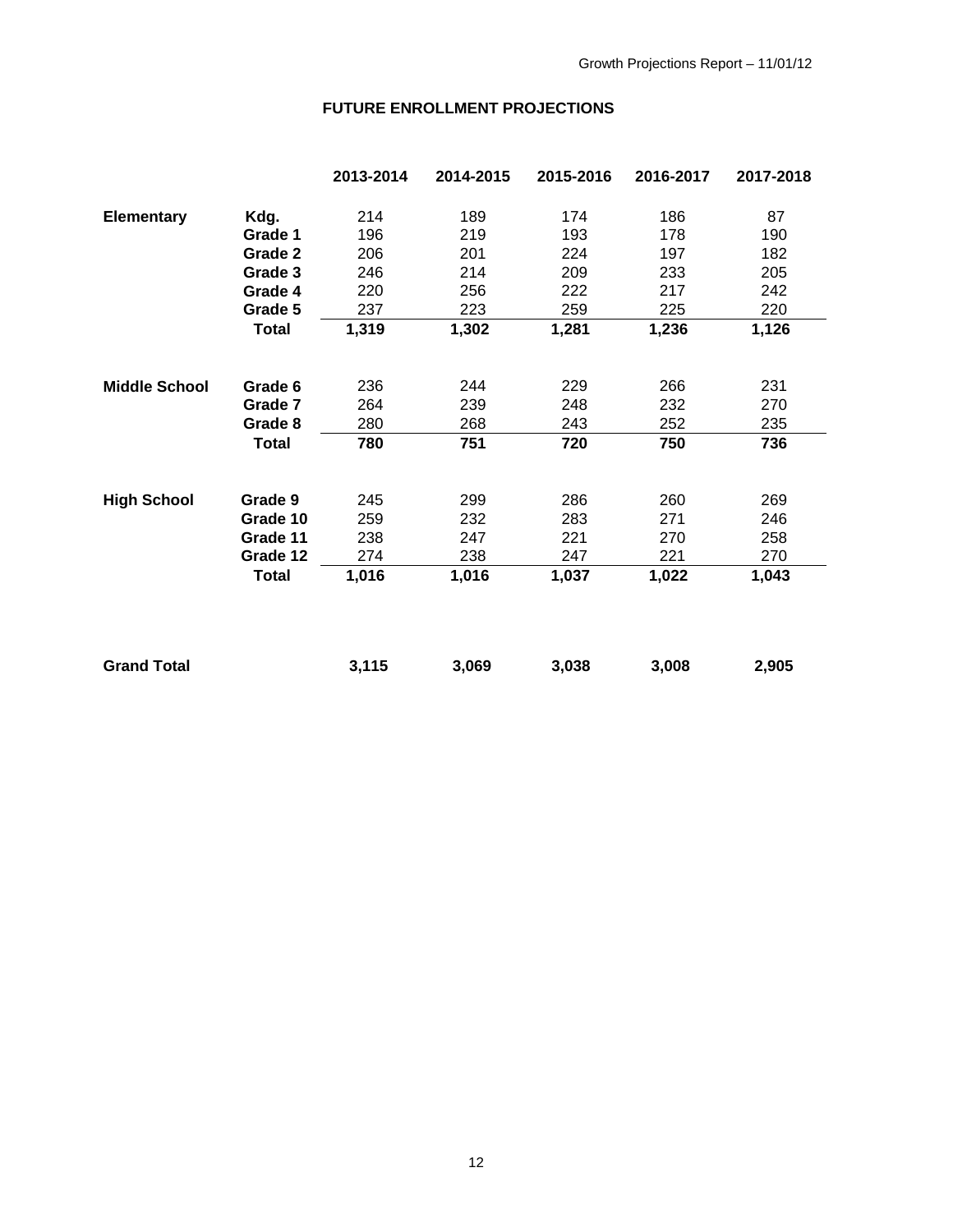## FUTURE ENROLLMENT PROJECTIONS

| | | 2013-2014 | 2014-2015 | 2015-2016 | 2016-2017 | 2017-2018 |
|---|---|---|---|---|---|---|
| **Elementary** | **Kdg.** | 214 | 189 | 174 | 186 | 87 |
| | **Grade 1** | 196 | 219 | 193 | 178 | 190 |
| | **Grade 2** | 206 | 201 | 224 | 197 | 182 |
| | **Grade 3** | 246 | 214 | 209 | 233 | 205 |
| | **Grade 4** | 220 | 256 | 222 | 217 | 242 |
| | **Grade 5** | 237 | 223 | 259 | 225 | 220 |
| | **Total** | **1,319** | **1,302** | **1,281** | **1,236** | **1,126** |
| **Middle School** | **Grade 6** | 236 | 244 | 229 | 266 | 231 |
| | **Grade 7** | 264 | 239 | 248 | 232 | 270 |
| | **Grade 8** | 280 | 268 | 243 | 252 | 235 |
| | **Total** | **780** | **751** | **720** | **750** | **736** |
| **High School** | **Grade 9** | 245 | 299 | 286 | 260 | 269 |
| | **Grade 10** | 259 | 232 | 283 | 271 | 246 |
| | **Grade 11** | 238 | 247 | 221 | 270 | 258 |
| | **Grade 12** | 274 | 238 | 247 | 221 | 270 |
| | **Total** | **1,016** | **1,016** | **1,037** | **1,022** | **1,043** |
| **Grand Total** | | **3,115** | **3,069** | **3,038** | **3,008** | **2,905** |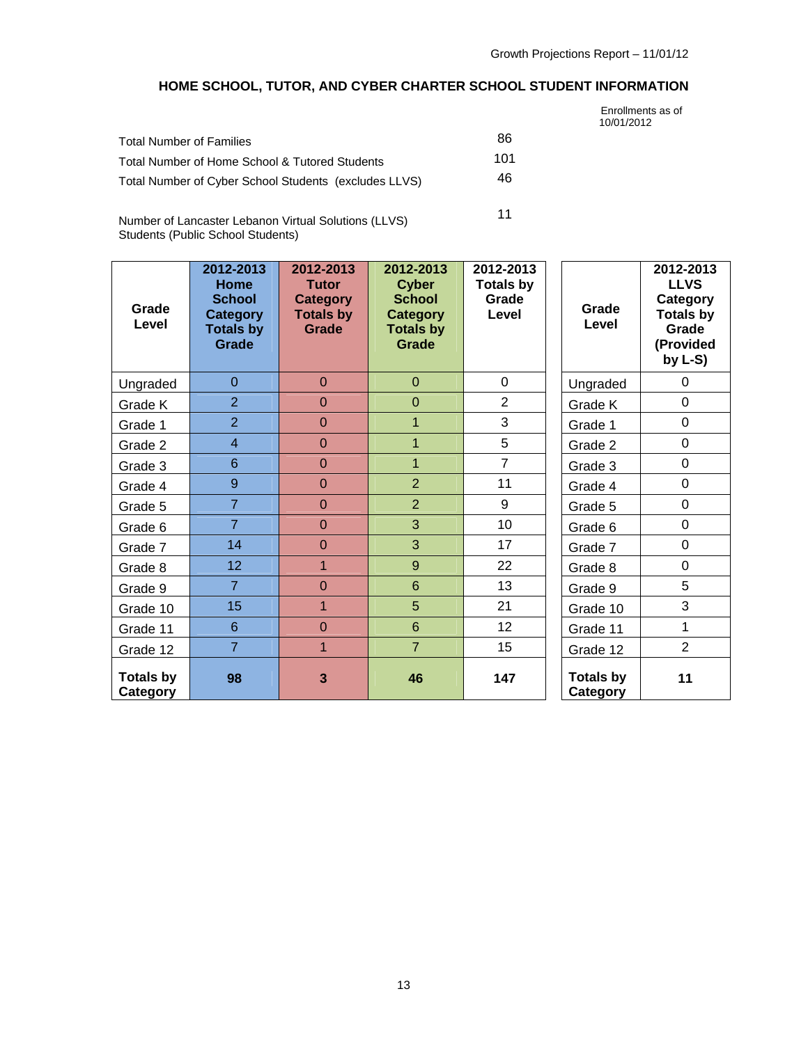## HOME SCHOOL, TUTOR, AND CYBER CHARTER SCHOOL STUDENT INFORMATION

| | Enrollments as of 10/01/2012 |
|---|---|
| Total Number of Families | 86 |
| Total Number of Home School & Tutored Students | 101 |
| Total Number of Cyber School Students (excludes LLVS) | 46 |
| Number of Lancaster Lebanon Virtual Solutions (LLVS) Students (Public School Students) | 11 |

| Grade Level | 2012-2013 Home School Category Totals by Grade | 2012-2013 Tutor Category Totals by Grade | 2012-2013 Cyber School Category Totals by Grade | 2012-2013 Totals by Grade Level |
|---|---|---|---|---|
| Ungraded | 0 | 0 | 0 | 0 |
| Grade K | 2 | 0 | 0 | 2 |
| Grade 1 | 2 | 0 | 1 | 3 |
| Grade 2 | 4 | 0 | 1 | 5 |
| Grade 3 | 6 | 0 | 1 | 7 |
| Grade 4 | 9 | 0 | 2 | 11 |
| Grade 5 | 7 | 0 | 2 | 9 |
| Grade 6 | 7 | 0 | 3 | 10 |
| Grade 7 | 14 | 0 | 3 | 17 |
| Grade 8 | 12 | 1 | 9 | 22 |
| Grade 9 | 7 | 0 | 6 | 13 |
| Grade 10 | 15 | 1 | 5 | 21 |
| Grade 11 | 6 | 0 | 6 | 12 |
| Grade 12 | 7 | 1 | 7 | 15 |
| **Totals by Category** | **98** | **3** | **46** | **147** |

| Grade Level | 2012-2013 LLVS Category Totals by Grade (Provided by L-S) |
|---|---|
| Ungraded | 0 |
| Grade K | 0 |
| Grade 1 | 0 |
| Grade 2 | 0 |
| Grade 3 | 0 |
| Grade 4 | 0 |
| Grade 5 | 0 |
| Grade 6 | 0 |
| Grade 7 | 0 |
| Grade 8 | 0 |
| Grade 9 | 5 |
| Grade 10 | 3 |
| Grade 11 | 1 |
| Grade 12 | 2 |
| **Totals by Category** | **11** |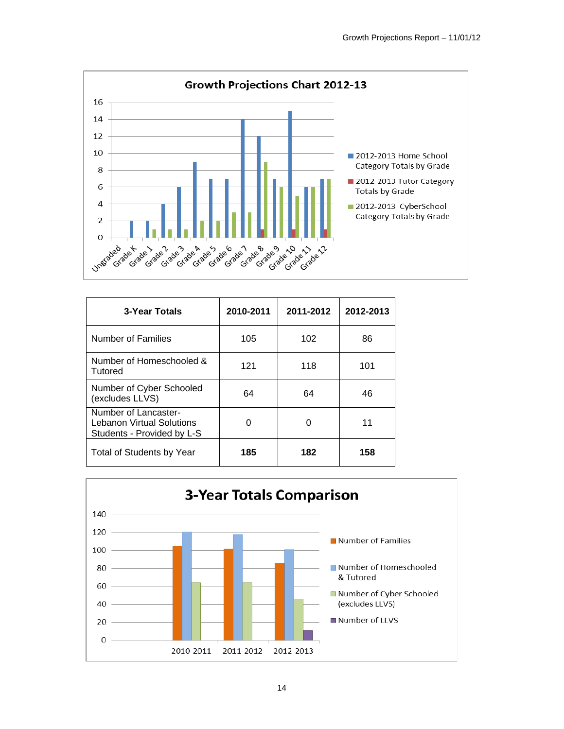## Growth Projections Chart 2012-13

| Grade | 2012-2013 Home School Category Totals by Grade | 2012-2013 Tutor Category Totals by Grade | 2012-2013 CyberSchool Category Totals by Grade |
|---|---|---|---|
| Ungraded | | | |
| Grade K | 2 | | |
| Grade 1 | 2 | | 1 |
| Grade 2 | 4 | | 1 |
| Grade 3 | 6 | | 1 |
| Grade 4 | 9 | | 2 |
| Grade 5 | 7 | | 2 |
| Grade 6 | 7 | | 3 |
| Grade 7 | 14 | | 3 |
| Grade 8 | 12 | 1 | 9 |
| Grade 9 | 7 | | 6 |
| Grade 10 | 15 | 1 | 5 |
| Grade 11 | 6 | | 6 |
| Grade 12 | 7 | 1 | 7 |

| 3-Year Totals | 2010-2011 | 2011-2012 | 2012-2013 |
|---|---|---|---|
| Number of Families | 105 | 102 | 86 |
| Number of Homeschooled & Tutored | 121 | 118 | 101 |
| Number of Cyber Schooled (excludes LLVS) | 64 | 64 | 46 |
| Number of Lancaster-Lebanon Virtual Solutions Students - Provided by L-S | 0 | 0 | 11 |
| Total of Students by Year | **185** | **182** | **158** |

## 3-Year Totals Comparison

| | 2010-2011 | 2011-2012 | 2012-2013 |
|---|---|---|---|
| Number of Families | 105 | 102 | 86 |
| Number of Homeschooled & Tutored | 121 | 118 | 101 |
| Number of Cyber Schooled (excludes LLVS) | 64 | 64 | 46 |
| Number of LLVS | | | 11 |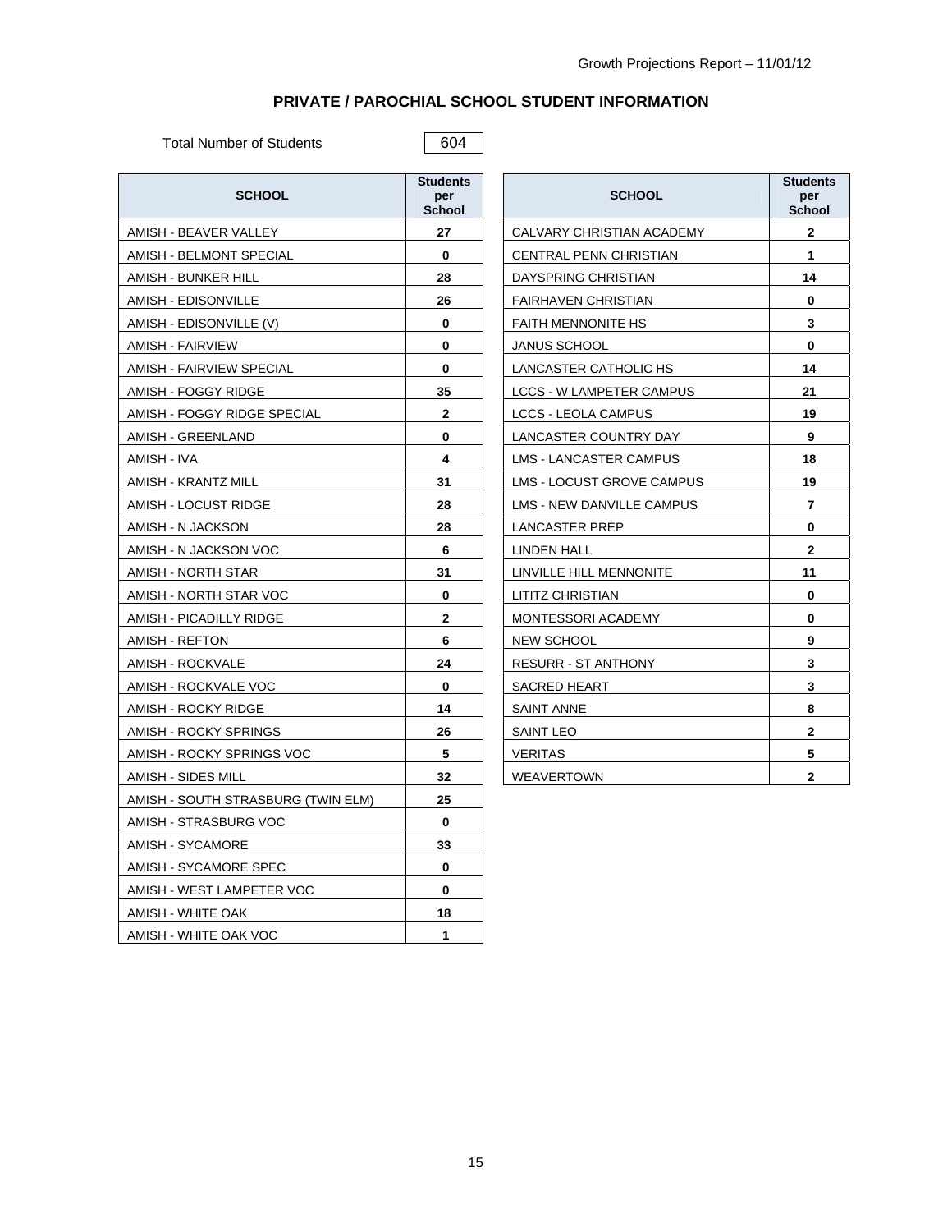## PRIVATE / PAROCHIAL SCHOOL STUDENT INFORMATION

Total Number of Students: 604

| SCHOOL | Students per School |
|---|---|
| AMISH - BEAVER VALLEY | 27 |
| AMISH - BELMONT SPECIAL | 0 |
| AMISH - BUNKER HILL | 28 |
| AMISH - EDISONVILLE | 26 |
| AMISH - EDISONVILLE (V) | 0 |
| AMISH - FAIRVIEW | 0 |
| AMISH - FAIRVIEW SPECIAL | 0 |
| AMISH - FOGGY RIDGE | 35 |
| AMISH - FOGGY RIDGE SPECIAL | 2 |
| AMISH - GREENLAND | 0 |
| AMISH - IVA | 4 |
| AMISH - KRANTZ MILL | 31 |
| AMISH - LOCUST RIDGE | 28 |
| AMISH - N JACKSON | 28 |
| AMISH - N JACKSON VOC | 6 |
| AMISH - NORTH STAR | 31 |
| AMISH - NORTH STAR VOC | 0 |
| AMISH - PICADILLY RIDGE | 2 |
| AMISH - REFTON | 6 |
| AMISH - ROCKVALE | 24 |
| AMISH - ROCKVALE VOC | 0 |
| AMISH - ROCKY RIDGE | 14 |
| AMISH - ROCKY SPRINGS | 26 |
| AMISH - ROCKY SPRINGS VOC | 5 |
| AMISH - SIDES MILL | 32 |
| AMISH - SOUTH STRASBURG (TWIN ELM) | 25 |
| AMISH - STRASBURG VOC | 0 |
| AMISH - SYCAMORE | 33 |
| AMISH - SYCAMORE SPEC | 0 |
| AMISH - WEST LAMPETER VOC | 0 |
| AMISH - WHITE OAK | 18 |
| AMISH - WHITE OAK VOC | 1 |

| SCHOOL | Students per School |
|---|---|
| CALVARY CHRISTIAN ACADEMY | 2 |
| CENTRAL PENN CHRISTIAN | 1 |
| DAYSPRING CHRISTIAN | 14 |
| FAIRHAVEN CHRISTIAN | 0 |
| FAITH MENNONITE HS | 3 |
| JANUS SCHOOL | 0 |
| LANCASTER CATHOLIC HS | 14 |
| LCCS - W LAMPETER CAMPUS | 21 |
| LCCS - LEOLA CAMPUS | 19 |
| LANCASTER COUNTRY DAY | 9 |
| LMS - LANCASTER CAMPUS | 18 |
| LMS - LOCUST GROVE CAMPUS | 19 |
| LMS - NEW DANVILLE CAMPUS | 7 |
| LANCASTER PREP | 0 |
| LINDEN HALL | 2 |
| LINVILLE HILL MENNONITE | 11 |
| LITITZ CHRISTIAN | 0 |
| MONTESSORI ACADEMY | 0 |
| NEW SCHOOL | 9 |
| RESURR - ST ANTHONY | 3 |
| SACRED HEART | 3 |
| SAINT ANNE | 8 |
| SAINT LEO | 2 |
| VERITAS | 5 |
| WEAVERTOWN | 2 |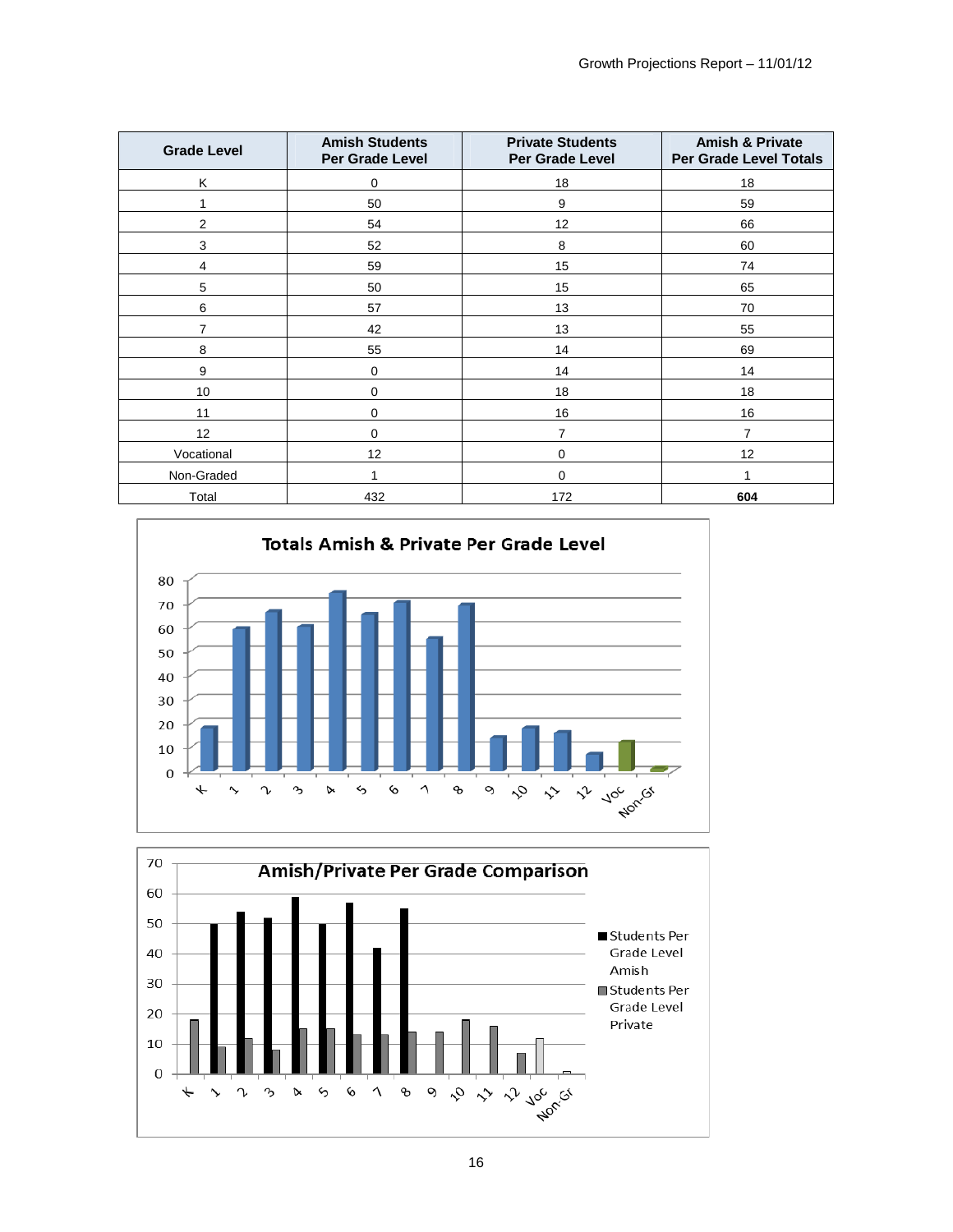| Grade Level | Amish Students Per Grade Level | Private Students Per Grade Level | Amish & Private Per Grade Level Totals |
|---|---|---|---|
| K | 0 | 18 | 18 |
| 1 | 50 | 9 | 59 |
| 2 | 54 | 12 | 66 |
| 3 | 52 | 8 | 60 |
| 4 | 59 | 15 | 74 |
| 5 | 50 | 15 | 65 |
| 6 | 57 | 13 | 70 |
| 7 | 42 | 13 | 55 |
| 8 | 55 | 14 | 69 |
| 9 | 0 | 14 | 14 |
| 10 | 0 | 18 | 18 |
| 11 | 0 | 16 | 16 |
| 12 | 0 | 7 | 7 |
| Vocational | 12 | 0 | 12 |
| Non-Graded | 1 | 0 | 1 |
| Total | 432 | 172 | **604** |

**Totals Amish & Private Per Grade Level**

**Amish/Private Per Grade Comparison**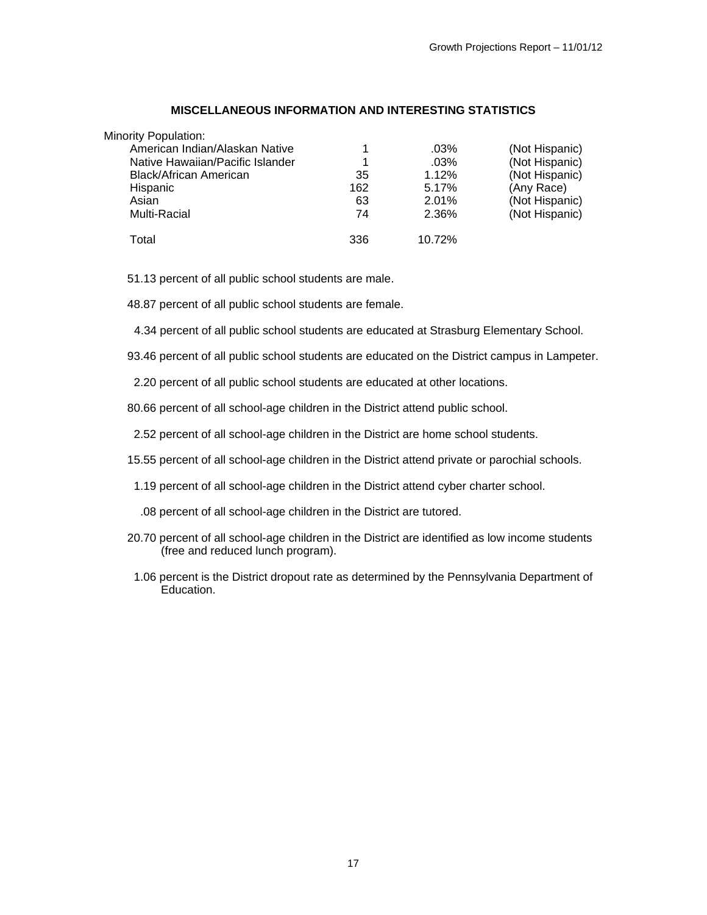## MISCELLANEOUS INFORMATION AND INTERESTING STATISTICS

Minority Population:

| | | | |
|---|---|---|---|
| American Indian/Alaskan Native | 1 | .03% | (Not Hispanic) |
| Native Hawaiian/Pacific Islander | 1 | .03% | (Not Hispanic) |
| Black/African American | 35 | 1.12% | (Not Hispanic) |
| Hispanic | 162 | 5.17% | (Any Race) |
| Asian | 63 | 2.01% | (Not Hispanic) |
| Multi-Racial | 74 | 2.36% | (Not Hispanic) |
| Total | 336 | 10.72% | |

51.13 percent of all public school students are male.

48.87 percent of all public school students are female.

4.34 percent of all public school students are educated at Strasburg Elementary School.

93.46 percent of all public school students are educated on the District campus in Lampeter.

2.20 percent of all public school students are educated at other locations.

80.66 percent of all school-age children in the District attend public school.

2.52 percent of all school-age children in the District are home school students.

15.55 percent of all school-age children in the District attend private or parochial schools.

1.19 percent of all school-age children in the District attend cyber charter school.

.08 percent of all school-age children in the District are tutored.

20.70 percent of all school-age children in the District are identified as low income students (free and reduced lunch program).

1.06 percent is the District dropout rate as determined by the Pennsylvania Department of Education.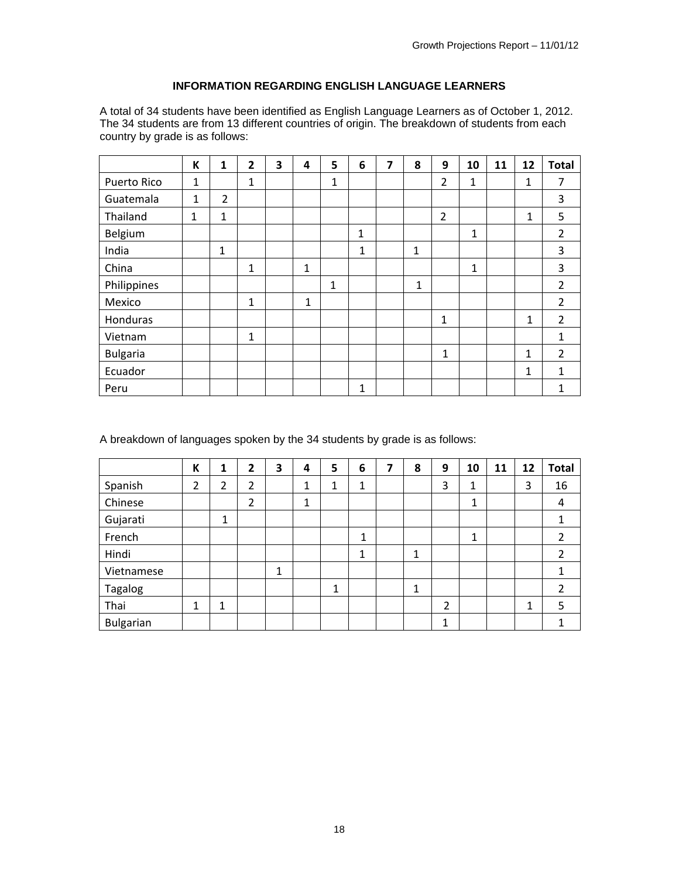### INFORMATION REGARDING ENGLISH LANGUAGE LEARNERS

A total of 34 students have been identified as English Language Learners as of October 1, 2012. The 34 students are from 13 different countries of origin. The breakdown of students from each country by grade is as follows:

| | K | 1 | 2 | 3 | 4 | 5 | 6 | 7 | 8 | 9 | 10 | 11 | 12 | Total |
|---|---|---|---|---|---|---|---|---|---|---|---|---|---|---|
| Puerto Rico | 1 | | 1 | | | 1 | | | | 2 | 1 | | 1 | 7 |
| Guatemala | 1 | 2 | | | | | | | | | | | | 3 |
| Thailand | 1 | 1 | | | | | | | | 2 | | | 1 | 5 |
| Belgium | | | | | | | 1 | | | | 1 | | | 2 |
| India | | 1 | | | | | 1 | | 1 | | | | | 3 |
| China | | | 1 | | 1 | | | | | | 1 | | | 3 |
| Philippines | | | | | | 1 | | | 1 | | | | | 2 |
| Mexico | | | 1 | | 1 | | | | | | | | | 2 |
| Honduras | | | | | | | | | | 1 | | | 1 | 2 |
| Vietnam | | | 1 | | | | | | | | | | | 1 |
| Bulgaria | | | | | | | | | | 1 | | | 1 | 2 |
| Ecuador | | | | | | | | | | | | | 1 | 1 |
| Peru | | | | | | | 1 | | | | | | | 1 |

A breakdown of languages spoken by the 34 students by grade is as follows:

| | K | 1 | 2 | 3 | 4 | 5 | 6 | 7 | 8 | 9 | 10 | 11 | 12 | Total |
|---|---|---|---|---|---|---|---|---|---|---|---|---|---|---|
| Spanish | 2 | 2 | 2 | | 1 | 1 | 1 | | | 3 | 1 | | 3 | 16 |
| Chinese | | | 2 | | 1 | | | | | | 1 | | | 4 |
| Gujarati | | 1 | | | | | | | | | | | | 1 |
| French | | | | | | | 1 | | | | 1 | | | 2 |
| Hindi | | | | | | | 1 | | 1 | | | | | 2 |
| Vietnamese | | | | 1 | | | | | | | | | | 1 |
| Tagalog | | | | | | 1 | | | 1 | | | | | 2 |
| Thai | 1 | 1 | | | | | | | | 2 | | | 1 | 5 |
| Bulgarian | | | | | | | | | | 1 | | | | 1 |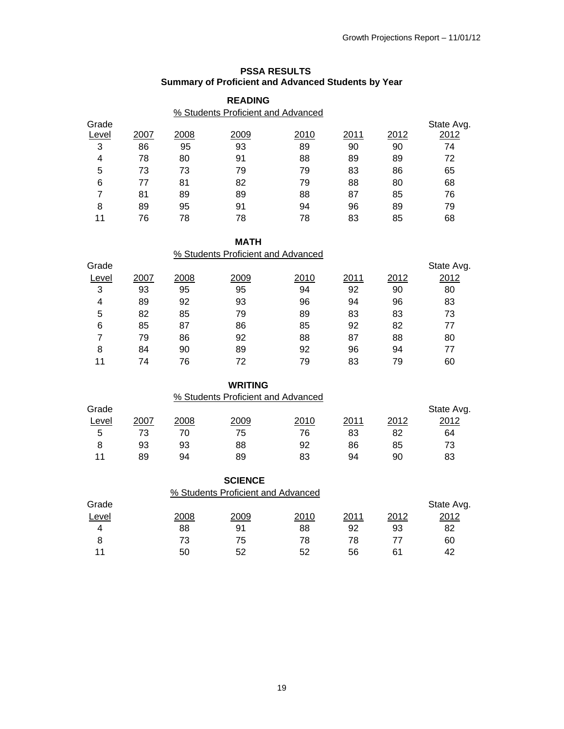## PSSA RESULTS
### Summary of Proficient and Advanced Students by Year

#### READING

% Students Proficient and Advanced

| Grade Level | 2007 | 2008 | 2009 | 2010 | 2011 | 2012 | State Avg. 2012 |
|---|---|---|---|---|---|---|---|
| 3 | 86 | 95 | 93 | 89 | 90 | 90 | 74 |
| 4 | 78 | 80 | 91 | 88 | 89 | 89 | 72 |
| 5 | 73 | 73 | 79 | 79 | 83 | 86 | 65 |
| 6 | 77 | 81 | 82 | 79 | 88 | 80 | 68 |
| 7 | 81 | 89 | 89 | 88 | 87 | 85 | 76 |
| 8 | 89 | 95 | 91 | 94 | 96 | 89 | 79 |
| 11 | 76 | 78 | 78 | 78 | 83 | 85 | 68 |

#### MATH

% Students Proficient and Advanced

| Grade Level | 2007 | 2008 | 2009 | 2010 | 2011 | 2012 | State Avg. 2012 |
|---|---|---|---|---|---|---|---|
| 3 | 93 | 95 | 95 | 94 | 92 | 90 | 80 |
| 4 | 89 | 92 | 93 | 96 | 94 | 96 | 83 |
| 5 | 82 | 85 | 79 | 89 | 83 | 83 | 73 |
| 6 | 85 | 87 | 86 | 85 | 92 | 82 | 77 |
| 7 | 79 | 86 | 92 | 88 | 87 | 88 | 80 |
| 8 | 84 | 90 | 89 | 92 | 96 | 94 | 77 |
| 11 | 74 | 76 | 72 | 79 | 83 | 79 | 60 |

#### WRITING

% Students Proficient and Advanced

| Grade Level | 2007 | 2008 | 2009 | 2010 | 2011 | 2012 | State Avg. 2012 |
|---|---|---|---|---|---|---|---|
| 5 | 73 | 70 | 75 | 76 | 83 | 82 | 64 |
| 8 | 93 | 93 | 88 | 92 | 86 | 85 | 73 |
| 11 | 89 | 94 | 89 | 83 | 94 | 90 | 83 |

#### SCIENCE

% Students Proficient and Advanced

| Grade Level | 2008 | 2009 | 2010 | 2011 | 2012 | State Avg. 2012 |
|---|---|---|---|---|---|---|
| 4 | 88 | 91 | 88 | 92 | 93 | 82 |
| 8 | 73 | 75 | 78 | 78 | 77 | 60 |
| 11 | 50 | 52 | 52 | 56 | 61 | 42 |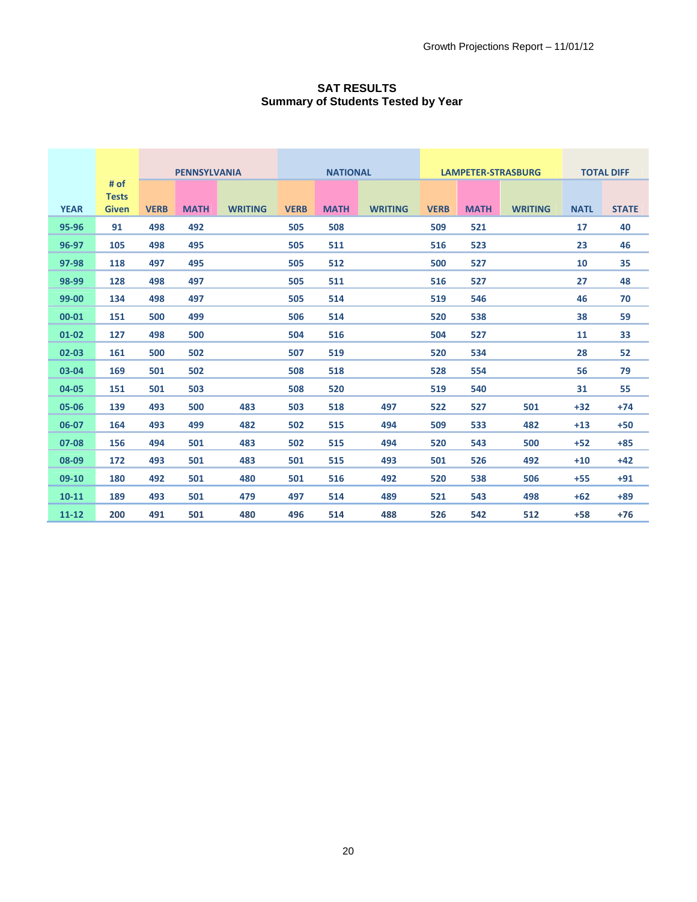## SAT RESULTS
### Summary of Students Tested by Year

| YEAR | # of Tests Given | PENNSYLVANIA | | | NATIONAL | | | LAMPETER-STRASBURG | | | TOTAL DIFF | |
|---|---|---|---|---|---|---|---|---|---|---|---|---|
| | | VERB | MATH | WRITING | VERB | MATH | WRITING | VERB | MATH | WRITING | NATL | STATE |
| 95-96 | 91 | 498 | 492 | | 505 | 508 | | 509 | 521 | | 17 | 40 |
| 96-97 | 105 | 498 | 495 | | 505 | 511 | | 516 | 523 | | 23 | 46 |
| 97-98 | 118 | 497 | 495 | | 505 | 512 | | 500 | 527 | | 10 | 35 |
| 98-99 | 128 | 498 | 497 | | 505 | 511 | | 516 | 527 | | 27 | 48 |
| 99-00 | 134 | 498 | 497 | | 505 | 514 | | 519 | 546 | | 46 | 70 |
| 00-01 | 151 | 500 | 499 | | 506 | 514 | | 520 | 538 | | 38 | 59 |
| 01-02 | 127 | 498 | 500 | | 504 | 516 | | 504 | 527 | | 11 | 33 |
| 02-03 | 161 | 500 | 502 | | 507 | 519 | | 520 | 534 | | 28 | 52 |
| 03-04 | 169 | 501 | 502 | | 508 | 518 | | 528 | 554 | | 56 | 79 |
| 04-05 | 151 | 501 | 503 | | 508 | 520 | | 519 | 540 | | 31 | 55 |
| 05-06 | 139 | 493 | 500 | 483 | 503 | 518 | 497 | 522 | 527 | 501 | +32 | +74 |
| 06-07 | 164 | 493 | 499 | 482 | 502 | 515 | 494 | 509 | 533 | 482 | +13 | +50 |
| 07-08 | 156 | 494 | 501 | 483 | 502 | 515 | 494 | 520 | 543 | 500 | +52 | +85 |
| 08-09 | 172 | 493 | 501 | 483 | 501 | 515 | 493 | 501 | 526 | 492 | +10 | +42 |
| 09-10 | 180 | 492 | 501 | 480 | 501 | 516 | 492 | 520 | 538 | 506 | +55 | +91 |
| 10-11 | 189 | 493 | 501 | 479 | 497 | 514 | 489 | 521 | 543 | 498 | +62 | +89 |
| 11-12 | 200 | 491 | 501 | 480 | 496 | 514 | 488 | 526 | 542 | 512 | +58 | +76 |